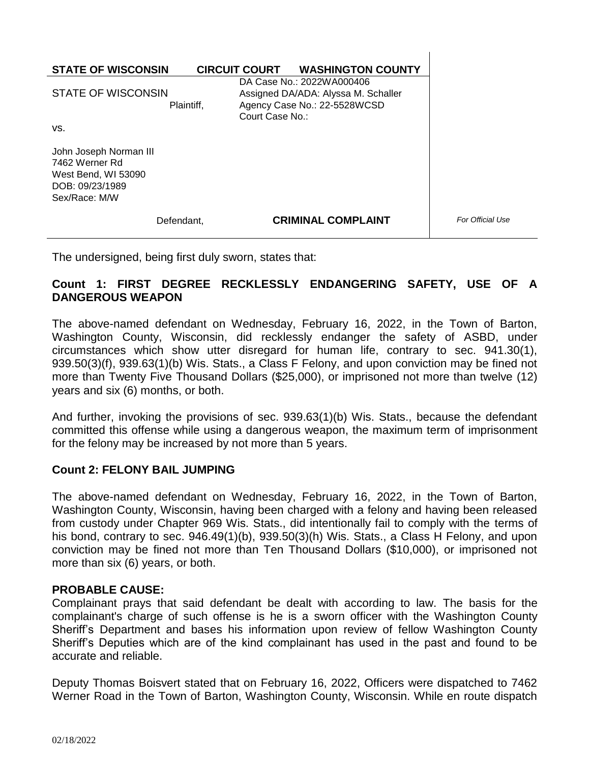| STATE OF WISCONSIN | CIRCUIT COURT | WASHINGTON COUNTY | |
|---|---|---|---|
| STATE OF WISCONSIN<br>Plaintiff, | | DA Case No.: 2022WA000406<br>Assigned DA/ADA: Alyssa M. Schaller<br>Agency Case No.: 22-5528WCSD<br>Court Case No.: | |
| vs.<br><br>John Joseph Norman III<br>7462 Werner Rd<br>West Bend, WI 53090<br>DOB: 09/23/1989<br>Sex/Race: M/W | | | |
| Defendant, | | **CRIMINAL COMPLAINT** | *For Official Use* |

The undersigned, being first duly sworn, states that:

**Count 1: FIRST DEGREE RECKLESSLY ENDANGERING SAFETY, USE OF A DANGEROUS WEAPON**

The above-named defendant on Wednesday, February 16, 2022, in the Town of Barton, Washington County, Wisconsin, did recklessly endanger the safety of ASBD, under circumstances which show utter disregard for human life, contrary to sec. 941.30(1), 939.50(3)(f), 939.63(1)(b) Wis. Stats., a Class F Felony, and upon conviction may be fined not more than Twenty Five Thousand Dollars ($25,000), or imprisoned not more than twelve (12) years and six (6) months, or both.

And further, invoking the provisions of sec. 939.63(1)(b) Wis. Stats., because the defendant committed this offense while using a dangerous weapon, the maximum term of imprisonment for the felony may be increased by not more than 5 years.

**Count 2: FELONY BAIL JUMPING**

The above-named defendant on Wednesday, February 16, 2022, in the Town of Barton, Washington County, Wisconsin, having been charged with a felony and having been released from custody under Chapter 969 Wis. Stats., did intentionally fail to comply with the terms of his bond, contrary to sec. 946.49(1)(b), 939.50(3)(h) Wis. Stats., a Class H Felony, and upon conviction may be fined not more than Ten Thousand Dollars ($10,000), or imprisoned not more than six (6) years, or both.

**PROBABLE CAUSE:**

Complainant prays that said defendant be dealt with according to law. The basis for the complainant's charge of such offense is he is a sworn officer with the Washington County Sheriff's Department and bases his information upon review of fellow Washington County Sheriff's Deputies which are of the kind complainant has used in the past and found to be accurate and reliable.

Deputy Thomas Boisvert stated that on February 16, 2022, Officers were dispatched to 7462 Werner Road in the Town of Barton, Washington County, Wisconsin. While en route dispatch

02/18/2022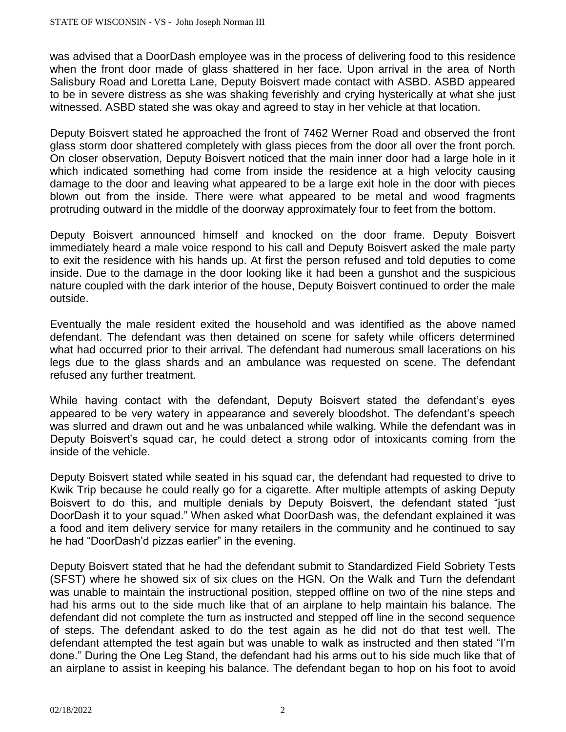was advised that a DoorDash employee was in the process of delivering food to this residence when the front door made of glass shattered in her face. Upon arrival in the area of North Salisbury Road and Loretta Lane, Deputy Boisvert made contact with ASBD. ASBD appeared to be in severe distress as she was shaking feverishly and crying hysterically at what she just witnessed. ASBD stated she was okay and agreed to stay in her vehicle at that location.

Deputy Boisvert stated he approached the front of 7462 Werner Road and observed the front glass storm door shattered completely with glass pieces from the door all over the front porch. On closer observation, Deputy Boisvert noticed that the main inner door had a large hole in it which indicated something had come from inside the residence at a high velocity causing damage to the door and leaving what appeared to be a large exit hole in the door with pieces blown out from the inside. There were what appeared to be metal and wood fragments protruding outward in the middle of the doorway approximately four to feet from the bottom.

Deputy Boisvert announced himself and knocked on the door frame. Deputy Boisvert immediately heard a male voice respond to his call and Deputy Boisvert asked the male party to exit the residence with his hands up. At first the person refused and told deputies to come inside. Due to the damage in the door looking like it had been a gunshot and the suspicious nature coupled with the dark interior of the house, Deputy Boisvert continued to order the male outside.

Eventually the male resident exited the household and was identified as the above named defendant. The defendant was then detained on scene for safety while officers determined what had occurred prior to their arrival. The defendant had numerous small lacerations on his legs due to the glass shards and an ambulance was requested on scene. The defendant refused any further treatment.

While having contact with the defendant, Deputy Boisvert stated the defendant's eyes appeared to be very watery in appearance and severely bloodshot. The defendant's speech was slurred and drawn out and he was unbalanced while walking. While the defendant was in Deputy Boisvert's squad car, he could detect a strong odor of intoxicants coming from the inside of the vehicle.

Deputy Boisvert stated while seated in his squad car, the defendant had requested to drive to Kwik Trip because he could really go for a cigarette. After multiple attempts of asking Deputy Boisvert to do this, and multiple denials by Deputy Boisvert, the defendant stated "just DoorDash it to your squad." When asked what DoorDash was, the defendant explained it was a food and item delivery service for many retailers in the community and he continued to say he had "DoorDash'd pizzas earlier" in the evening.

Deputy Boisvert stated that he had the defendant submit to Standardized Field Sobriety Tests (SFST) where he showed six of six clues on the HGN. On the Walk and Turn the defendant was unable to maintain the instructional position, stepped offline on two of the nine steps and had his arms out to the side much like that of an airplane to help maintain his balance. The defendant did not complete the turn as instructed and stepped off line in the second sequence of steps. The defendant asked to do the test again as he did not do that test well. The defendant attempted the test again but was unable to walk as instructed and then stated "I'm done." During the One Leg Stand, the defendant had his arms out to his side much like that of an airplane to assist in keeping his balance. The defendant began to hop on his foot to avoid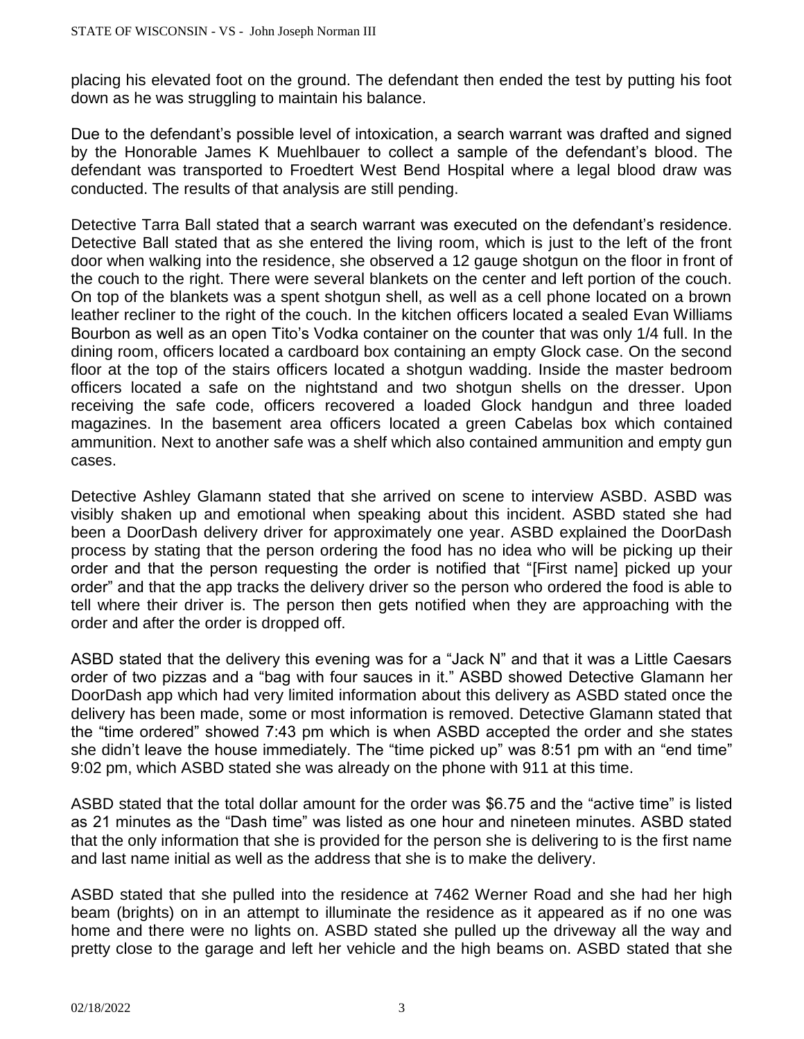placing his elevated foot on the ground. The defendant then ended the test by putting his foot down as he was struggling to maintain his balance.

Due to the defendant's possible level of intoxication, a search warrant was drafted and signed by the Honorable James K Muehlbauer to collect a sample of the defendant's blood. The defendant was transported to Froedtert West Bend Hospital where a legal blood draw was conducted. The results of that analysis are still pending.

Detective Tarra Ball stated that a search warrant was executed on the defendant's residence. Detective Ball stated that as she entered the living room, which is just to the left of the front door when walking into the residence, she observed a 12 gauge shotgun on the floor in front of the couch to the right. There were several blankets on the center and left portion of the couch. On top of the blankets was a spent shotgun shell, as well as a cell phone located on a brown leather recliner to the right of the couch. In the kitchen officers located a sealed Evan Williams Bourbon as well as an open Tito's Vodka container on the counter that was only 1/4 full. In the dining room, officers located a cardboard box containing an empty Glock case. On the second floor at the top of the stairs officers located a shotgun wadding. Inside the master bedroom officers located a safe on the nightstand and two shotgun shells on the dresser. Upon receiving the safe code, officers recovered a loaded Glock handgun and three loaded magazines. In the basement area officers located a green Cabelas box which contained ammunition. Next to another safe was a shelf which also contained ammunition and empty gun cases.

Detective Ashley Glamann stated that she arrived on scene to interview ASBD. ASBD was visibly shaken up and emotional when speaking about this incident. ASBD stated she had been a DoorDash delivery driver for approximately one year. ASBD explained the DoorDash process by stating that the person ordering the food has no idea who will be picking up their order and that the person requesting the order is notified that "[First name] picked up your order" and that the app tracks the delivery driver so the person who ordered the food is able to tell where their driver is. The person then gets notified when they are approaching with the order and after the order is dropped off.

ASBD stated that the delivery this evening was for a "Jack N" and that it was a Little Caesars order of two pizzas and a "bag with four sauces in it." ASBD showed Detective Glamann her DoorDash app which had very limited information about this delivery as ASBD stated once the delivery has been made, some or most information is removed. Detective Glamann stated that the "time ordered" showed 7:43 pm which is when ASBD accepted the order and she states she didn't leave the house immediately. The "time picked up" was 8:51 pm with an "end time" 9:02 pm, which ASBD stated she was already on the phone with 911 at this time.

ASBD stated that the total dollar amount for the order was $6.75 and the "active time" is listed as 21 minutes as the "Dash time" was listed as one hour and nineteen minutes. ASBD stated that the only information that she is provided for the person she is delivering to is the first name and last name initial as well as the address that she is to make the delivery.

ASBD stated that she pulled into the residence at 7462 Werner Road and she had her high beam (brights) on in an attempt to illuminate the residence as it appeared as if no one was home and there were no lights on. ASBD stated she pulled up the driveway all the way and pretty close to the garage and left her vehicle and the high beams on. ASBD stated that she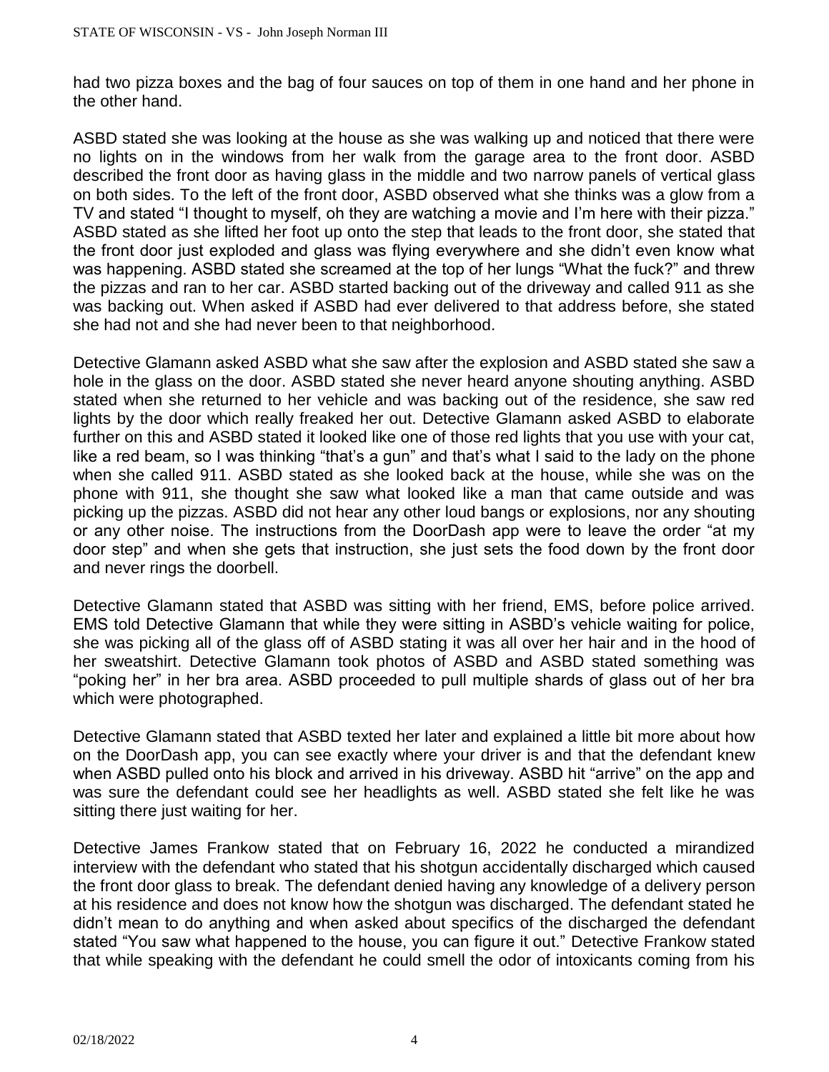had two pizza boxes and the bag of four sauces on top of them in one hand and her phone in the other hand.

ASBD stated she was looking at the house as she was walking up and noticed that there were no lights on in the windows from her walk from the garage area to the front door. ASBD described the front door as having glass in the middle and two narrow panels of vertical glass on both sides. To the left of the front door, ASBD observed what she thinks was a glow from a TV and stated "I thought to myself, oh they are watching a movie and I'm here with their pizza." ASBD stated as she lifted her foot up onto the step that leads to the front door, she stated that the front door just exploded and glass was flying everywhere and she didn't even know what was happening. ASBD stated she screamed at the top of her lungs "What the fuck?" and threw the pizzas and ran to her car. ASBD started backing out of the driveway and called 911 as she was backing out. When asked if ASBD had ever delivered to that address before, she stated she had not and she had never been to that neighborhood.

Detective Glamann asked ASBD what she saw after the explosion and ASBD stated she saw a hole in the glass on the door. ASBD stated she never heard anyone shouting anything. ASBD stated when she returned to her vehicle and was backing out of the residence, she saw red lights by the door which really freaked her out. Detective Glamann asked ASBD to elaborate further on this and ASBD stated it looked like one of those red lights that you use with your cat, like a red beam, so I was thinking "that's a gun" and that's what I said to the lady on the phone when she called 911. ASBD stated as she looked back at the house, while she was on the phone with 911, she thought she saw what looked like a man that came outside and was picking up the pizzas. ASBD did not hear any other loud bangs or explosions, nor any shouting or any other noise. The instructions from the DoorDash app were to leave the order "at my door step" and when she gets that instruction, she just sets the food down by the front door and never rings the doorbell.

Detective Glamann stated that ASBD was sitting with her friend, EMS, before police arrived. EMS told Detective Glamann that while they were sitting in ASBD's vehicle waiting for police, she was picking all of the glass off of ASBD stating it was all over her hair and in the hood of her sweatshirt. Detective Glamann took photos of ASBD and ASBD stated something was "poking her" in her bra area. ASBD proceeded to pull multiple shards of glass out of her bra which were photographed.

Detective Glamann stated that ASBD texted her later and explained a little bit more about how on the DoorDash app, you can see exactly where your driver is and that the defendant knew when ASBD pulled onto his block and arrived in his driveway. ASBD hit "arrive" on the app and was sure the defendant could see her headlights as well. ASBD stated she felt like he was sitting there just waiting for her.

Detective James Frankow stated that on February 16, 2022 he conducted a mirandized interview with the defendant who stated that his shotgun accidentally discharged which caused the front door glass to break. The defendant denied having any knowledge of a delivery person at his residence and does not know how the shotgun was discharged. The defendant stated he didn't mean to do anything and when asked about specifics of the discharged the defendant stated "You saw what happened to the house, you can figure it out." Detective Frankow stated that while speaking with the defendant he could smell the odor of intoxicants coming from his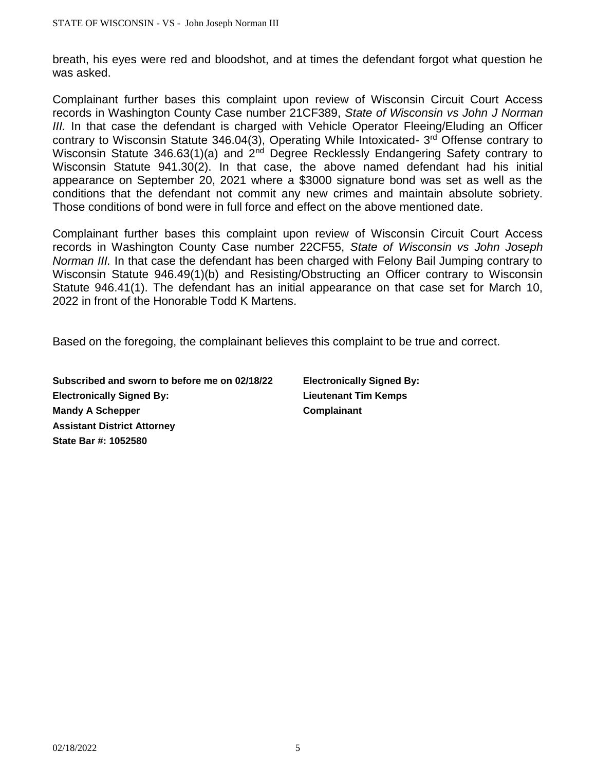breath, his eyes were red and bloodshot, and at times the defendant forgot what question he was asked.

Complainant further bases this complaint upon review of Wisconsin Circuit Court Access records in Washington County Case number 21CF389, *State of Wisconsin vs John J Norman III.* In that case the defendant is charged with Vehicle Operator Fleeing/Eluding an Officer contrary to Wisconsin Statute 346.04(3), Operating While Intoxicated- 3rd Offense contrary to Wisconsin Statute 346.63(1)(a) and 2nd Degree Recklessly Endangering Safety contrary to Wisconsin Statute 941.30(2). In that case, the above named defendant had his initial appearance on September 20, 2021 where a $3000 signature bond was set as well as the conditions that the defendant not commit any new crimes and maintain absolute sobriety. Those conditions of bond were in full force and effect on the above mentioned date.

Complainant further bases this complaint upon review of Wisconsin Circuit Court Access records in Washington County Case number 22CF55, *State of Wisconsin vs John Joseph Norman III.* In that case the defendant has been charged with Felony Bail Jumping contrary to Wisconsin Statute 946.49(1)(b) and Resisting/Obstructing an Officer contrary to Wisconsin Statute 946.41(1). The defendant has an initial appearance on that case set for March 10, 2022 in front of the Honorable Todd K Martens.

Based on the foregoing, the complainant believes this complaint to be true and correct.

**Subscribed and sworn to before me on 02/18/22**
**Electronically Signed By:**
**Mandy A Schepper**
**Assistant District Attorney**
**State Bar #: 1052580**

**Electronically Signed By:**
**Lieutenant Tim Kemps**
**Complainant**